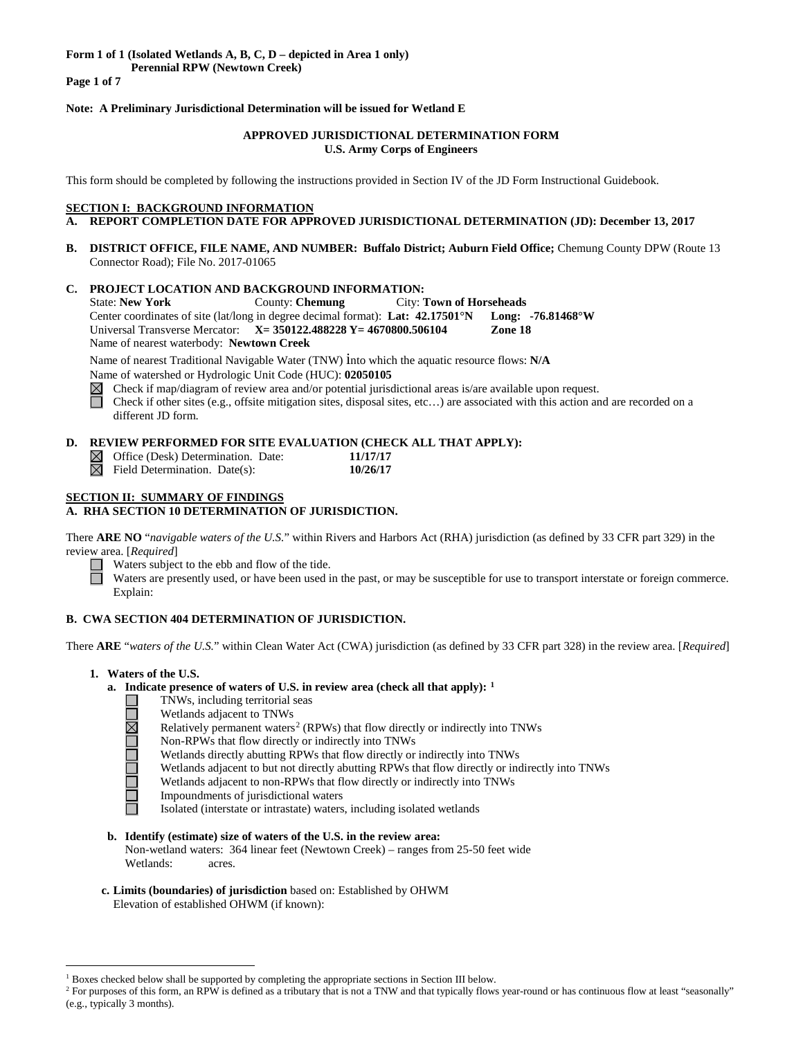**Form 1 of 1 (Isolated Wetlands A, B, C, D – depicted in Area 1 only)**
**Perennial RPW (Newtown Creek)**

**Note: A Preliminary Jurisdictional Determination will be issued for Wetland E**

**APPROVED JURISDICTIONAL DETERMINATION FORM**
**U.S. Army Corps of Engineers**

This form should be completed by following the instructions provided in Section IV of the JD Form Instructional Guidebook.

## SECTION I: BACKGROUND INFORMATION

**A. REPORT COMPLETION DATE FOR APPROVED JURISDICTIONAL DETERMINATION (JD): December 13, 2017**

**B. DISTRICT OFFICE, FILE NAME, AND NUMBER: Buffalo District; Auburn Field Office;** Chemung County DPW (Route 13 Connector Road); File No. 2017-01065

**C. PROJECT LOCATION AND BACKGROUND INFORMATION:**

State: **New York** County: **Chemung** City: **Town of Horseheads**
Center coordinates of site (lat/long in degree decimal format): **Lat: 42.17501°N Long: -76.81468°W**
Universal Transverse Mercator: **X= 350122.488228 Y= 4670800.506104 Zone 18**
Name of nearest waterbody: **Newtown Creek**

Name of nearest Traditional Navigable Water (TNW) into which the aquatic resource flows: **N/A**
Name of watershed or Hydrologic Unit Code (HUC): **02050105**

☒ Check if map/diagram of review area and/or potential jurisdictional areas is/are available upon request.
☐ Check if other sites (e.g., offsite mitigation sites, disposal sites, etc…) are associated with this action and are recorded on a different JD form.

**D. REVIEW PERFORMED FOR SITE EVALUATION (CHECK ALL THAT APPLY):**

☒ Office (Desk) Determination. Date: **11/17/17**
☒ Field Determination. Date(s): **10/26/17**

## SECTION II: SUMMARY OF FINDINGS

**A. RHA SECTION 10 DETERMINATION OF JURISDICTION.**

There **ARE NO** "*navigable waters of the U.S.*" within Rivers and Harbors Act (RHA) jurisdiction (as defined by 33 CFR part 329) in the review area. [*Required*]

☐ Waters subject to the ebb and flow of the tide.
☐ Waters are presently used, or have been used in the past, or may be susceptible for use to transport interstate or foreign commerce. Explain:

**B. CWA SECTION 404 DETERMINATION OF JURISDICTION.**

There **ARE** "*waters of the U.S.*" within Clean Water Act (CWA) jurisdiction (as defined by 33 CFR part 328) in the review area. [*Required*]

**1. Waters of the U.S.**

**a. Indicate presence of waters of U.S. in review area (check all that apply): [1]**

☐ TNWs, including territorial seas
☐ Wetlands adjacent to TNWs
☒ Relatively permanent waters[2] (RPWs) that flow directly or indirectly into TNWs
☐ Non-RPWs that flow directly or indirectly into TNWs
☐ Wetlands directly abutting RPWs that flow directly or indirectly into TNWs
☐ Wetlands adjacent to but not directly abutting RPWs that flow directly or indirectly into TNWs
☐ Wetlands adjacent to non-RPWs that flow directly or indirectly into TNWs
☐ Impoundments of jurisdictional waters
☐ Isolated (interstate or intrastate) waters, including isolated wetlands

**b. Identify (estimate) size of waters of the U.S. in the review area:**
Non-wetland waters: 364 linear feet (Newtown Creek) – ranges from 25-50 feet wide
Wetlands: acres.

**c. Limits (boundaries) of jurisdiction** based on: Established by OHWM
Elevation of established OHWM (if known):

---

[1] Boxes checked below shall be supported by completing the appropriate sections in Section III below.
[2] For purposes of this form, an RPW is defined as a tributary that is not a TNW and that typically flows year-round or has continuous flow at least "seasonally" (e.g., typically 3 months).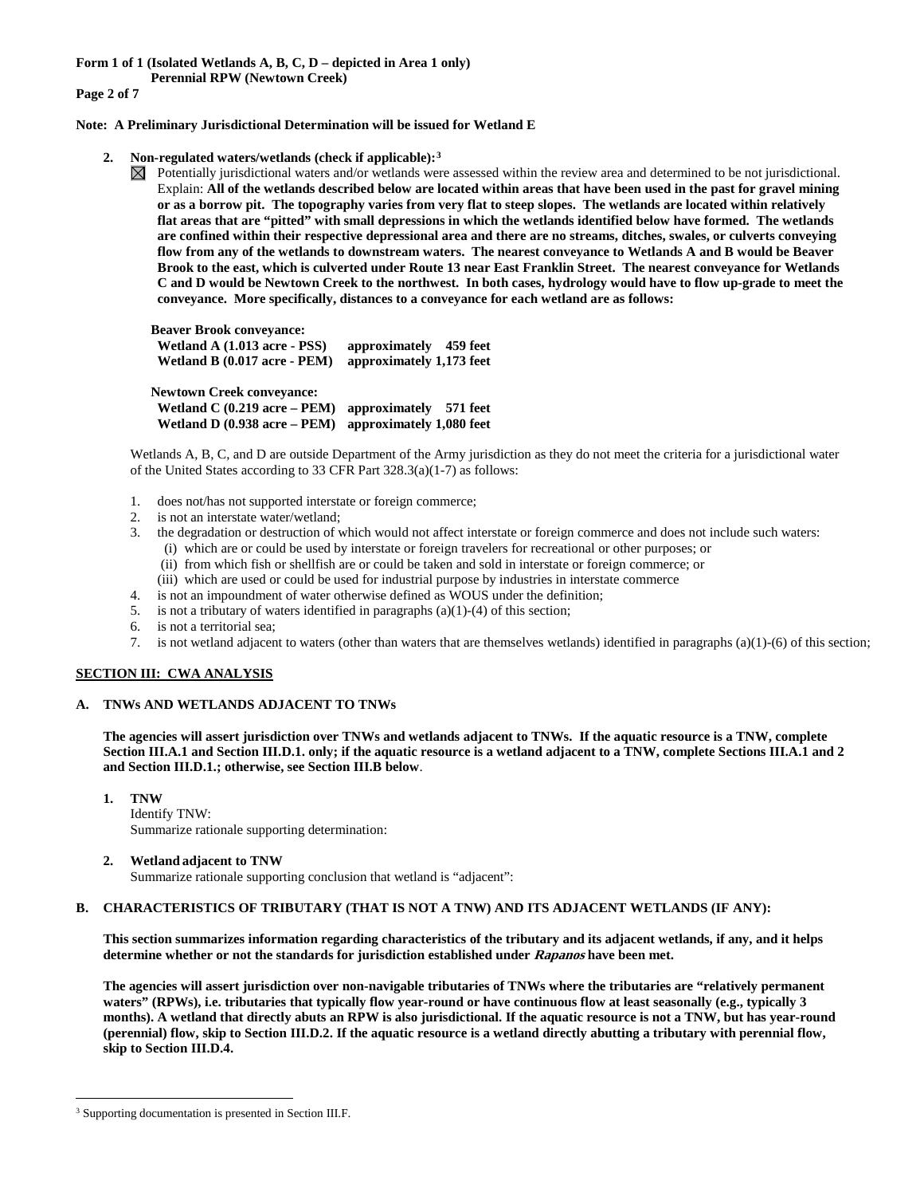**Form 1 of 1 (Isolated Wetlands A, B, C, D – depicted in Area 1 only)**
**Perennial RPW (Newtown Creek)**

**Note: A Preliminary Jurisdictional Determination will be issued for Wetland E**

2. **Non-regulated waters/wetlands (check if applicable):**[3]

   ☒ Potentially jurisdictional waters and/or wetlands were assessed within the review area and determined to be not jurisdictional. Explain: **All of the wetlands described below are located within areas that have been used in the past for gravel mining or as a borrow pit. The topography varies from very flat to steep slopes. The wetlands are located within relatively flat areas that are "pitted" with small depressions in which the wetlands identified below have formed. The wetlands are confined within their respective depressional area and there are no streams, ditches, swales, or culverts conveying flow from any of the wetlands to downstream waters. The nearest conveyance to Wetlands A and B would be Beaver Brook to the east, which is culverted under Route 13 near East Franklin Street. The nearest conveyance for Wetlands C and D would be Newtown Creek to the northwest. In both cases, hydrology would have to flow up-grade to meet the conveyance. More specifically, distances to a conveyance for each wetland are as follows:**

   **Beaver Brook conveyance:**
   **Wetland A (1.013 acre - PSS) approximately 459 feet**
   **Wetland B (0.017 acre - PEM) approximately 1,173 feet**

   **Newtown Creek conveyance:**
   **Wetland C (0.219 acre – PEM) approximately 571 feet**
   **Wetland D (0.938 acre – PEM) approximately 1,080 feet**

   Wetlands A, B, C, and D are outside Department of the Army jurisdiction as they do not meet the criteria for a jurisdictional water of the United States according to 33 CFR Part 328.3(a)(1-7) as follows:

   1. does not/has not supported interstate or foreign commerce;
   2. is not an interstate water/wetland;
   3. the degradation or destruction of which would not affect interstate or foreign commerce and does not include such waters:
      (i) which are or could be used by interstate or foreign travelers for recreational or other purposes; or
      (ii) from which fish or shellfish are or could be taken and sold in interstate or foreign commerce; or
      (iii) which are used or could be used for industrial purpose by industries in interstate commerce
   4. is not an impoundment of water otherwise defined as WOUS under the definition;
   5. is not a tributary of waters identified in paragraphs (a)(1)-(4) of this section;
   6. is not a territorial sea;
   7. is not wetland adjacent to waters (other than waters that are themselves wetlands) identified in paragraphs (a)(1)-(6) of this section;

## SECTION III: CWA ANALYSIS

### A. TNWs AND WETLANDS ADJACENT TO TNWs

**The agencies will assert jurisdiction over TNWs and wetlands adjacent to TNWs. If the aquatic resource is a TNW, complete Section III.A.1 and Section III.D.1. only; if the aquatic resource is a wetland adjacent to a TNW, complete Sections III.A.1 and 2 and Section III.D.1.; otherwise, see Section III.B below**.

1. **TNW**
   Identify TNW:
   Summarize rationale supporting determination:

2. **Wetland adjacent to TNW**
   Summarize rationale supporting conclusion that wetland is "adjacent":

### B. CHARACTERISTICS OF TRIBUTARY (THAT IS NOT A TNW) AND ITS ADJACENT WETLANDS (IF ANY):

**This section summarizes information regarding characteristics of the tributary and its adjacent wetlands, if any, and it helps determine whether or not the standards for jurisdiction established under *Rapanos* have been met.**

**The agencies will assert jurisdiction over non-navigable tributaries of TNWs where the tributaries are "relatively permanent waters" (RPWs), i.e. tributaries that typically flow year-round or have continuous flow at least seasonally (e.g., typically 3 months). A wetland that directly abuts an RPW is also jurisdictional. If the aquatic resource is not a TNW, but has year-round (perennial) flow, skip to Section III.D.2. If the aquatic resource is a wetland directly abutting a tributary with perennial flow, skip to Section III.D.4.**

---

[3] Supporting documentation is presented in Section III.F.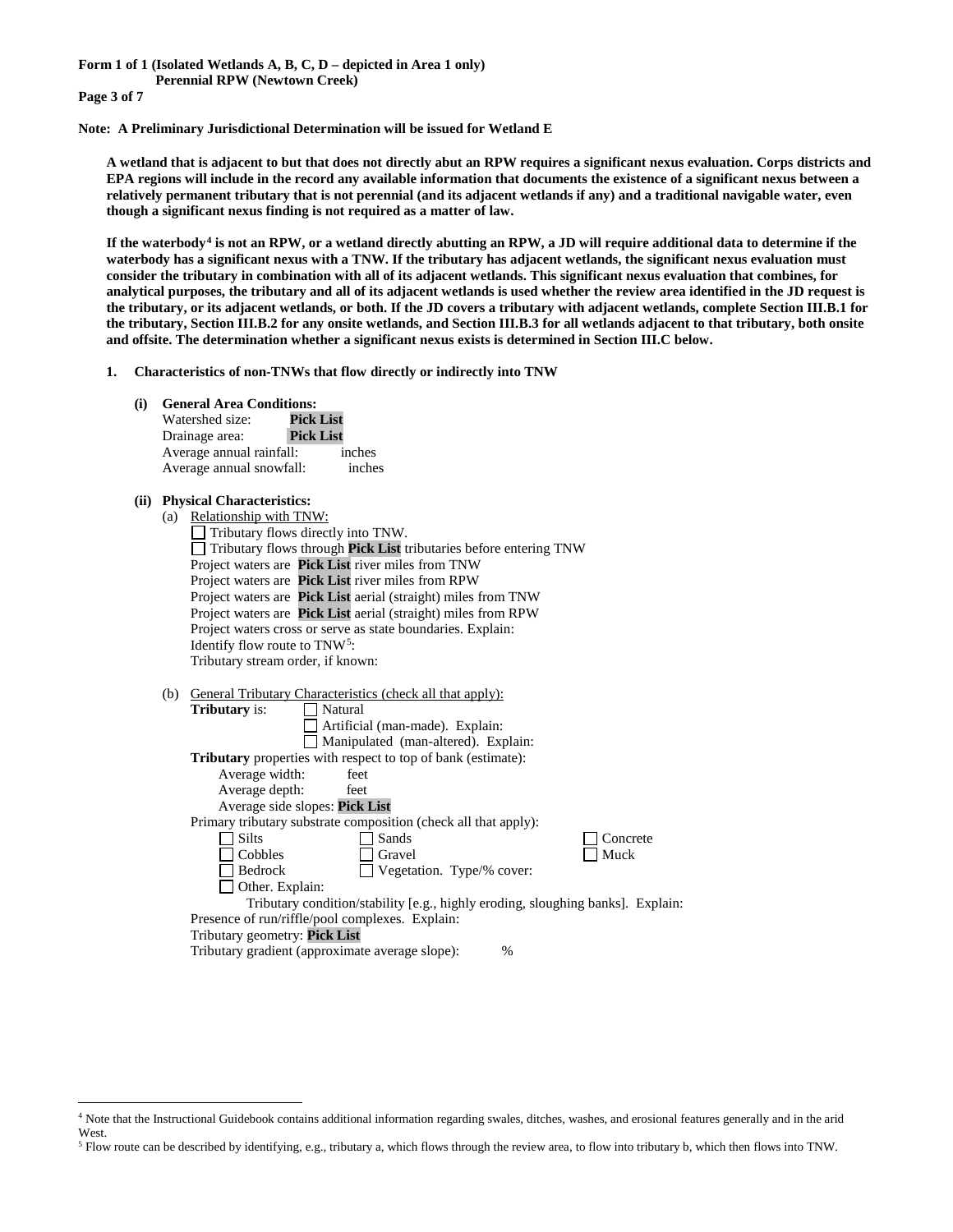**Form 1 of 1 (Isolated Wetlands A, B, C, D – depicted in Area 1 only)**
**Perennial RPW (Newtown Creek)**

**Note: A Preliminary Jurisdictional Determination will be issued for Wetland E**

**A wetland that is adjacent to but that does not directly abut an RPW requires a significant nexus evaluation. Corps districts and EPA regions will include in the record any available information that documents the existence of a significant nexus between a relatively permanent tributary that is not perennial (and its adjacent wetlands if any) and a traditional navigable water, even though a significant nexus finding is not required as a matter of law.**

**If the waterbody[4] is not an RPW, or a wetland directly abutting an RPW, a JD will require additional data to determine if the waterbody has a significant nexus with a TNW. If the tributary has adjacent wetlands, the significant nexus evaluation must consider the tributary in combination with all of its adjacent wetlands. This significant nexus evaluation that combines, for analytical purposes, the tributary and all of its adjacent wetlands is used whether the review area identified in the JD request is the tributary, or its adjacent wetlands, or both. If the JD covers a tributary with adjacent wetlands, complete Section III.B.1 for the tributary, Section III.B.2 for any onsite wetlands, and Section III.B.3 for all wetlands adjacent to that tributary, both onsite and offsite. The determination whether a significant nexus exists is determined in Section III.C below.**

**1. Characteristics of non-TNWs that flow directly or indirectly into TNW**

**(i) General Area Conditions:**

Watershed size: **Pick List**
Drainage area: **Pick List**
Average annual rainfall: inches
Average annual snowfall: inches

**(ii) Physical Characteristics:**

(a) Relationship with TNW:

☐ Tributary flows directly into TNW.
☐ Tributary flows through **Pick List** tributaries before entering TNW

Project waters are **Pick List** river miles from TNW
Project waters are **Pick List** river miles from RPW
Project waters are **Pick List** aerial (straight) miles from TNW
Project waters are **Pick List** aerial (straight) miles from RPW
Project waters cross or serve as state boundaries. Explain:
Identify flow route to TNW[5]:
Tributary stream order, if known:

(b) General Tributary Characteristics (check all that apply):

**Tributary** is: ☐ Natural
☐ Artificial (man-made). Explain:
☐ Manipulated (man-altered). Explain:

**Tributary** properties with respect to top of bank (estimate):
Average width: feet
Average depth: feet
Average side slopes: **Pick List**

Primary tributary substrate composition (check all that apply):

☐ Silts ☐ Sands ☐ Concrete
☐ Cobbles ☐ Gravel ☐ Muck
☐ Bedrock ☐ Vegetation. Type/% cover:
☐ Other. Explain:

Tributary condition/stability [e.g., highly eroding, sloughing banks]. Explain:
Presence of run/riffle/pool complexes. Explain:
Tributary geometry: **Pick List**
Tributary gradient (approximate average slope): %

---

[4] Note that the Instructional Guidebook contains additional information regarding swales, ditches, washes, and erosional features generally and in the arid West.
[5] Flow route can be described by identifying, e.g., tributary a, which flows through the review area, to flow into tributary b, which then flows into TNW.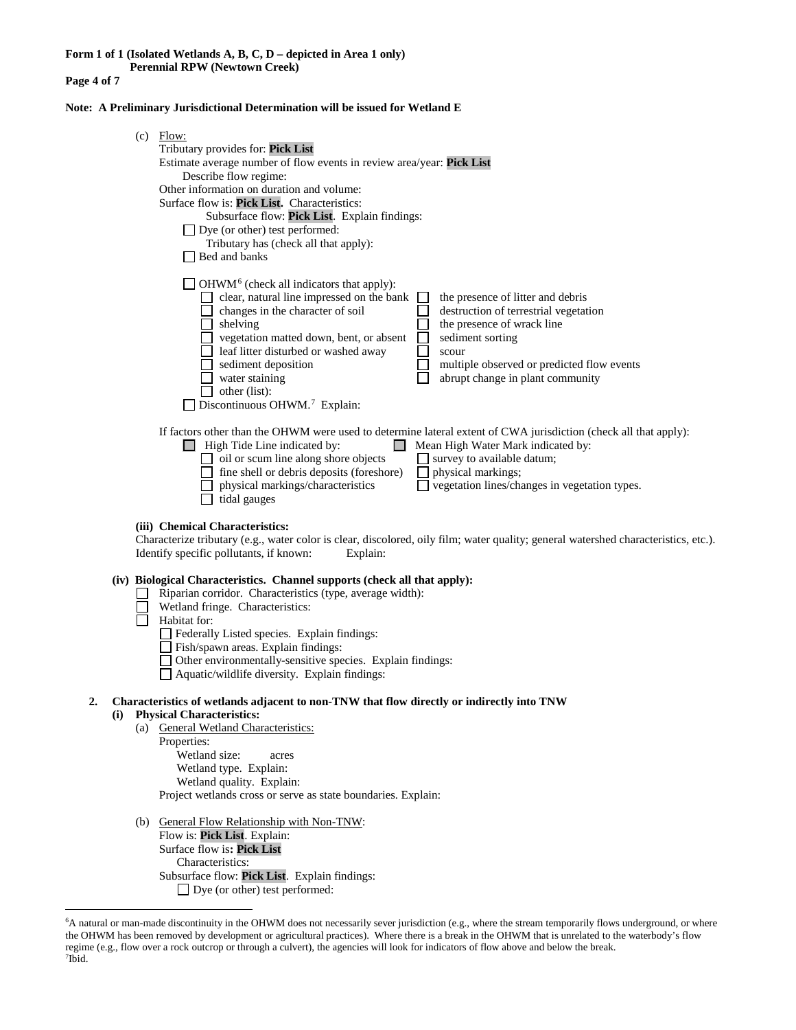**Form 1 of 1 (Isolated Wetlands A, B, C, D – depicted in Area 1 only)**
**Perennial RPW (Newtown Creek)**

**Note: A Preliminary Jurisdictional Determination will be issued for Wetland E**

(c) Flow:
Tributary provides for: **Pick List**
Estimate average number of flow events in review area/year: **Pick List**
Describe flow regime:
Other information on duration and volume:
Surface flow is: **Pick List.** Characteristics:
Subsurface flow: **Pick List**. Explain findings:
☐ Dye (or other) test performed:
Tributary has (check all that apply):
☐ Bed and banks

☐ OHWM[6] (check all indicators that apply):
- ☐ clear, natural line impressed on the bank
- ☐ changes in the character of soil
- ☐ shelving
- ☐ vegetation matted down, bent, or absent
- ☐ leaf litter disturbed or washed away
- ☐ sediment deposition
- ☐ water staining
- ☐ other (list):
- ☐ the presence of litter and debris
- ☐ destruction of terrestrial vegetation
- ☐ the presence of wrack line
- ☐ sediment sorting
- ☐ scour
- ☐ multiple observed or predicted flow events
- ☐ abrupt change in plant community

☐ Discontinuous OHWM.[7] Explain:

If factors other than the OHWM were used to determine lateral extent of CWA jurisdiction (check all that apply):

☐ High Tide Line indicated by:
- ☐ oil or scum line along shore objects
- ☐ fine shell or debris deposits (foreshore)
- ☐ physical markings/characteristics
- ☐ tidal gauges

☐ Mean High Water Mark indicated by:
- ☐ survey to available datum;
- ☐ physical markings;
- ☐ vegetation lines/changes in vegetation types.

**(iii) Chemical Characteristics:**
Characterize tributary (e.g., water color is clear, discolored, oily film; water quality; general watershed characteristics, etc.). Identify specific pollutants, if known: Explain:

**(iv) Biological Characteristics. Channel supports (check all that apply):**
- ☐ Riparian corridor. Characteristics (type, average width):
- ☐ Wetland fringe. Characteristics:
- ☐ Habitat for:
  - ☐ Federally Listed species. Explain findings:
  - ☐ Fish/spawn areas. Explain findings:
  - ☐ Other environmentally-sensitive species. Explain findings:
  - ☐ Aquatic/wildlife diversity. Explain findings:

**2. Characteristics of wetlands adjacent to non-TNW that flow directly or indirectly into TNW**

**(i) Physical Characteristics:**

(a) General Wetland Characteristics:
Properties:
Wetland size: acres
Wetland type. Explain:
Wetland quality. Explain:
Project wetlands cross or serve as state boundaries. Explain:

(b) General Flow Relationship with Non-TNW:
Flow is: **Pick List**. Explain:
Surface flow is**: Pick List**
Characteristics:
Subsurface flow: **Pick List**. Explain findings:
☐ Dye (or other) test performed:

---

[6] A natural or man-made discontinuity in the OHWM does not necessarily sever jurisdiction (e.g., where the stream temporarily flows underground, or where the OHWM has been removed by development or agricultural practices). Where there is a break in the OHWM that is unrelated to the waterbody's flow regime (e.g., flow over a rock outcrop or through a culvert), the agencies will look for indicators of flow above and below the break.
[7] Ibid.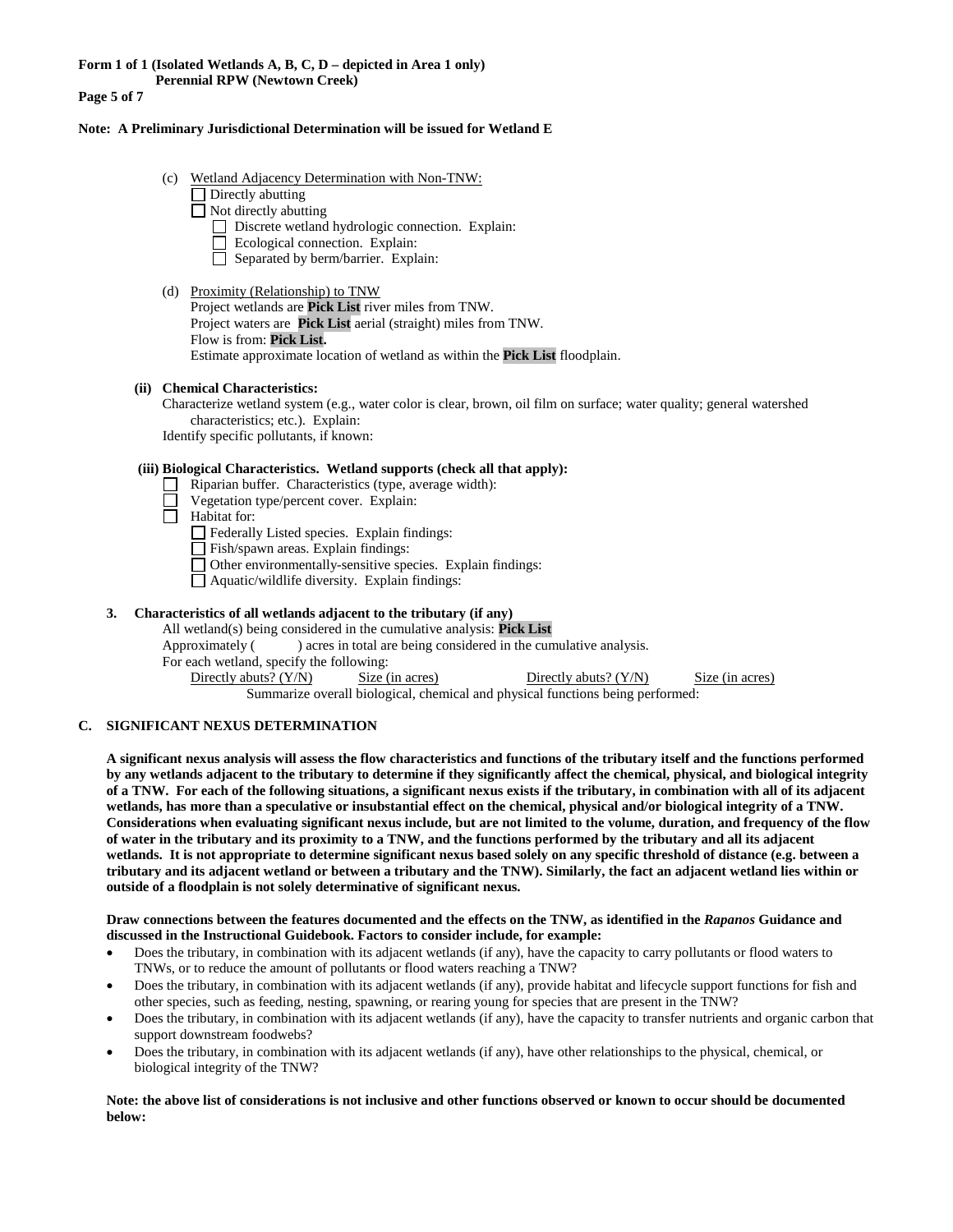**Form 1 of 1 (Isolated Wetlands A, B, C, D – depicted in Area 1 only)**
**Perennial RPW (Newtown Creek)**

**Note: A Preliminary Jurisdictional Determination will be issued for Wetland E**

(c) Wetland Adjacency Determination with Non-TNW:

- ☐ Directly abutting
- ☐ Not directly abutting
  - ☐ Discrete wetland hydrologic connection. Explain:
  - ☐ Ecological connection. Explain:
  - ☐ Separated by berm/barrier. Explain:

(d) Proximity (Relationship) to TNW

Project wetlands are **Pick List** river miles from TNW.
Project waters are **Pick List** aerial (straight) miles from TNW.
Flow is from: **Pick List.**
Estimate approximate location of wetland as within the **Pick List** floodplain.

**(ii) Chemical Characteristics:**

Characterize wetland system (e.g., water color is clear, brown, oil film on surface; water quality; general watershed characteristics; etc.). Explain:
Identify specific pollutants, if known:

**(iii) Biological Characteristics. Wetland supports (check all that apply):**

- ☐ Riparian buffer. Characteristics (type, average width):
- ☐ Vegetation type/percent cover. Explain:
- ☐ Habitat for:
  - ☐ Federally Listed species. Explain findings:
  - ☐ Fish/spawn areas. Explain findings:
  - ☐ Other environmentally-sensitive species. Explain findings:
  - ☐ Aquatic/wildlife diversity. Explain findings:

**3. Characteristics of all wetlands adjacent to the tributary (if any)**

All wetland(s) being considered in the cumulative analysis: **Pick List**
Approximately ( ) acres in total are being considered in the cumulative analysis.
For each wetland, specify the following:

| Directly abuts? (Y/N) | Size (in acres) | Directly abuts? (Y/N) | Size (in acres) |
|---|---|---|---|

Summarize overall biological, chemical and physical functions being performed:

## C. SIGNIFICANT NEXUS DETERMINATION

**A significant nexus analysis will assess the flow characteristics and functions of the tributary itself and the functions performed by any wetlands adjacent to the tributary to determine if they significantly affect the chemical, physical, and biological integrity of a TNW. For each of the following situations, a significant nexus exists if the tributary, in combination with all of its adjacent wetlands, has more than a speculative or insubstantial effect on the chemical, physical and/or biological integrity of a TNW. Considerations when evaluating significant nexus include, but are not limited to the volume, duration, and frequency of the flow of water in the tributary and its proximity to a TNW, and the functions performed by the tributary and all its adjacent wetlands. It is not appropriate to determine significant nexus based solely on any specific threshold of distance (e.g. between a tributary and its adjacent wetland or between a tributary and the TNW). Similarly, the fact an adjacent wetland lies within or outside of a floodplain is not solely determinative of significant nexus.**

**Draw connections between the features documented and the effects on the TNW, as identified in the *Rapanos* Guidance and discussed in the Instructional Guidebook. Factors to consider include, for example:**

- Does the tributary, in combination with its adjacent wetlands (if any), have the capacity to carry pollutants or flood waters to TNWs, or to reduce the amount of pollutants or flood waters reaching a TNW?
- Does the tributary, in combination with its adjacent wetlands (if any), provide habitat and lifecycle support functions for fish and other species, such as feeding, nesting, spawning, or rearing young for species that are present in the TNW?
- Does the tributary, in combination with its adjacent wetlands (if any), have the capacity to transfer nutrients and organic carbon that support downstream foodwebs?
- Does the tributary, in combination with its adjacent wetlands (if any), have other relationships to the physical, chemical, or biological integrity of the TNW?

**Note: the above list of considerations is not inclusive and other functions observed or known to occur should be documented below:**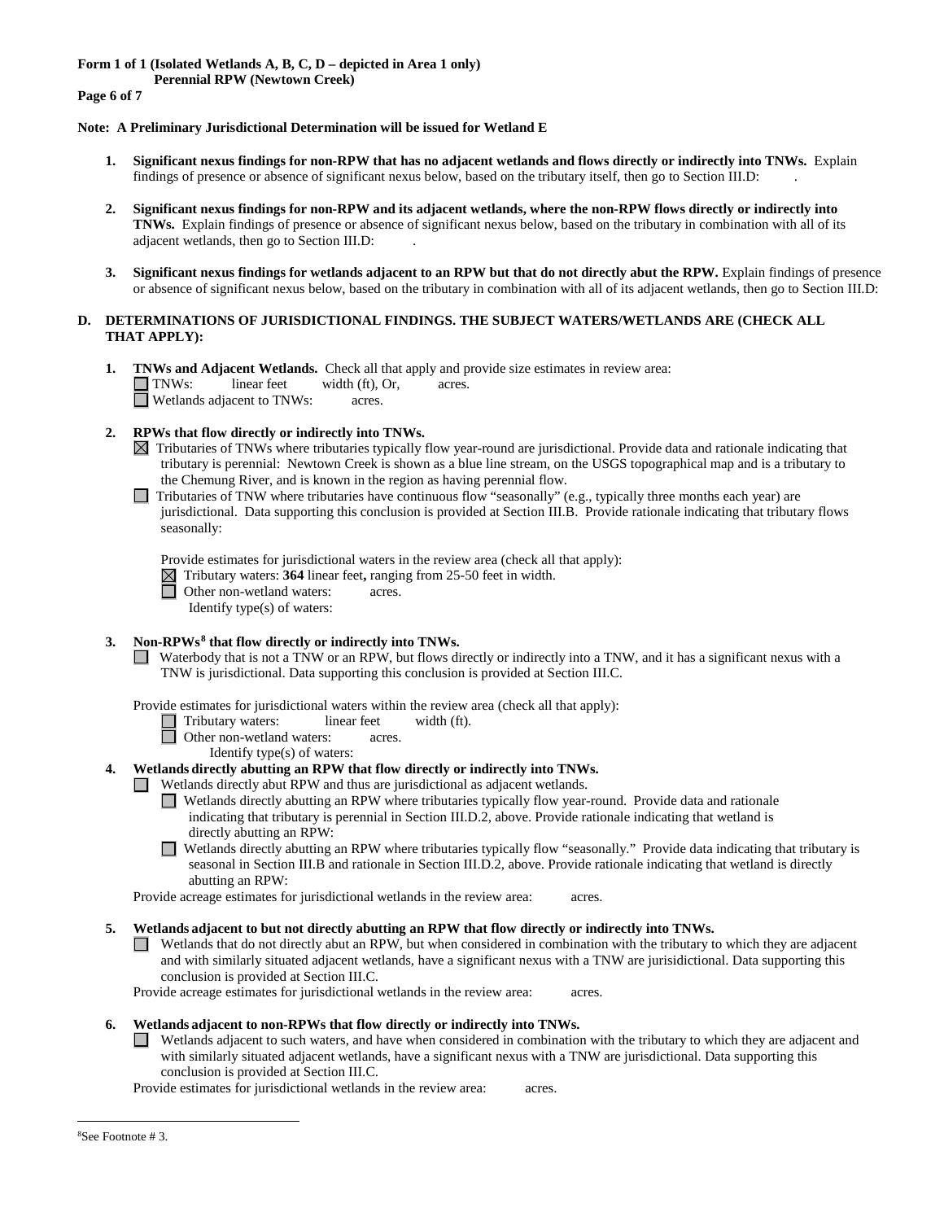**Form 1 of 1 (Isolated Wetlands A, B, C, D – depicted in Area 1 only)**
**Perennial RPW (Newtown Creek)**

**Note: A Preliminary Jurisdictional Determination will be issued for Wetland E**

1. **Significant nexus findings for non-RPW that has no adjacent wetlands and flows directly or indirectly into TNWs.** Explain findings of presence or absence of significant nexus below, based on the tributary itself, then go to Section III.D: .

2. **Significant nexus findings for non-RPW and its adjacent wetlands, where the non-RPW flows directly or indirectly into TNWs.** Explain findings of presence or absence of significant nexus below, based on the tributary in combination with all of its adjacent wetlands, then go to Section III.D: .

3. **Significant nexus findings for wetlands adjacent to an RPW but that do not directly abut the RPW.** Explain findings of presence or absence of significant nexus below, based on the tributary in combination with all of its adjacent wetlands, then go to Section III.D:

**D. DETERMINATIONS OF JURISDICTIONAL FINDINGS. THE SUBJECT WATERS/WETLANDS ARE (CHECK ALL THAT APPLY):**

1. **TNWs and Adjacent Wetlands.** Check all that apply and provide size estimates in review area:
   - ☐ TNWs: linear feet width (ft), Or, acres.
   - ☐ Wetlands adjacent to TNWs: acres.

2. **RPWs that flow directly or indirectly into TNWs.**
   - ☒ Tributaries of TNWs where tributaries typically flow year-round are jurisdictional. Provide data and rationale indicating that tributary is perennial: Newtown Creek is shown as a blue line stream, on the USGS topographical map and is a tributary to the Chemung River, and is known in the region as having perennial flow.
   - ☐ Tributaries of TNW where tributaries have continuous flow "seasonally" (e.g., typically three months each year) are jurisdictional. Data supporting this conclusion is provided at Section III.B. Provide rationale indicating that tributary flows seasonally:

   Provide estimates for jurisdictional waters in the review area (check all that apply):
   - ☒ Tributary waters: **364** linear feet**,** ranging from 25-50 feet in width.
   - ☐ Other non-wetland waters: acres.
     Identify type(s) of waters:

3. **Non-RPWs[8] that flow directly or indirectly into TNWs.**
   - ☐ Waterbody that is not a TNW or an RPW, but flows directly or indirectly into a TNW, and it has a significant nexus with a TNW is jurisdictional. Data supporting this conclusion is provided at Section III.C.

   Provide estimates for jurisdictional waters within the review area (check all that apply):
   - ☐ Tributary waters: linear feet width (ft).
   - ☐ Other non-wetland waters: acres.
     Identify type(s) of waters:

4. **Wetlands directly abutting an RPW that flow directly or indirectly into TNWs.**
   - ☐ Wetlands directly abut RPW and thus are jurisdictional as adjacent wetlands.
     - ☐ Wetlands directly abutting an RPW where tributaries typically flow year-round. Provide data and rationale indicating that tributary is perennial in Section III.D.2, above. Provide rationale indicating that wetland is directly abutting an RPW:
     - ☐ Wetlands directly abutting an RPW where tributaries typically flow "seasonally." Provide data indicating that tributary is seasonal in Section III.B and rationale in Section III.D.2, above. Provide rationale indicating that wetland is directly abutting an RPW:

   Provide acreage estimates for jurisdictional wetlands in the review area: acres.

5. **Wetlands adjacent to but not directly abutting an RPW that flow directly or indirectly into TNWs.**
   - ☐ Wetlands that do not directly abut an RPW, but when considered in combination with the tributary to which they are adjacent and with similarly situated adjacent wetlands, have a significant nexus with a TNW are jurisidictional. Data supporting this conclusion is provided at Section III.C.

   Provide acreage estimates for jurisdictional wetlands in the review area: acres.

6. **Wetlands adjacent to non-RPWs that flow directly or indirectly into TNWs.**
   - ☐ Wetlands adjacent to such waters, and have when considered in combination with the tributary to which they are adjacent and with similarly situated adjacent wetlands, have a significant nexus with a TNW are jurisdictional. Data supporting this conclusion is provided at Section III.C.

   Provide estimates for jurisdictional wetlands in the review area: acres.

---

[8] See Footnote # 3.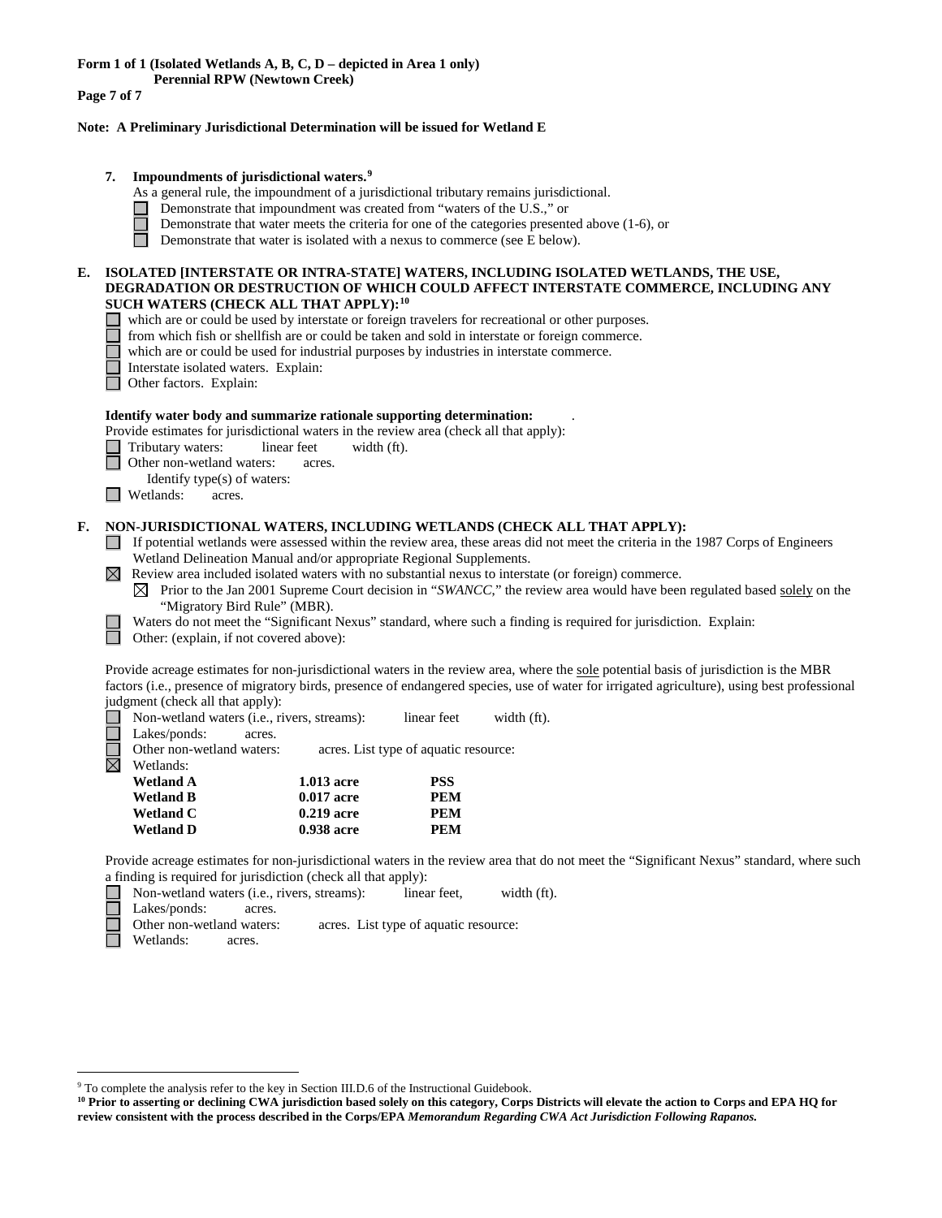**Form 1 of 1 (Isolated Wetlands A, B, C, D – depicted in Area 1 only)**
**Perennial RPW (Newtown Creek)**

**Note: A Preliminary Jurisdictional Determination will be issued for Wetland E**

7. **Impoundments of jurisdictional waters.**[9]
   As a general rule, the impoundment of a jurisdictional tributary remains jurisdictional.
   - ☐ Demonstrate that impoundment was created from "waters of the U.S.," or
   - ☐ Demonstrate that water meets the criteria for one of the categories presented above (1-6), or
   - ☐ Demonstrate that water is isolated with a nexus to commerce (see E below).

**E. ISOLATED [INTERSTATE OR INTRA-STATE] WATERS, INCLUDING ISOLATED WETLANDS, THE USE, DEGRADATION OR DESTRUCTION OF WHICH COULD AFFECT INTERSTATE COMMERCE, INCLUDING ANY SUCH WATERS (CHECK ALL THAT APPLY):**[10]

- ☐ which are or could be used by interstate or foreign travelers for recreational or other purposes.
- ☐ from which fish or shellfish are or could be taken and sold in interstate or foreign commerce.
- ☐ which are or could be used for industrial purposes by industries in interstate commerce.
- ☐ Interstate isolated waters. Explain:
- ☐ Other factors. Explain:

**Identify water body and summarize rationale supporting determination:** .

Provide estimates for jurisdictional waters in the review area (check all that apply):

- ☐ Tributary waters: linear feet width (ft).
- ☐ Other non-wetland waters: acres.
  Identify type(s) of waters:
- ☐ Wetlands: acres.

**F. NON-JURISDICTIONAL WATERS, INCLUDING WETLANDS (CHECK ALL THAT APPLY):**

- ☐ If potential wetlands were assessed within the review area, these areas did not meet the criteria in the 1987 Corps of Engineers Wetland Delineation Manual and/or appropriate Regional Supplements.
- ☒ Review area included isolated waters with no substantial nexus to interstate (or foreign) commerce.
  - ☒ Prior to the Jan 2001 Supreme Court decision in "*SWANCC*," the review area would have been regulated based solely on the "Migratory Bird Rule" (MBR).
- ☐ Waters do not meet the "Significant Nexus" standard, where such a finding is required for jurisdiction. Explain:
- ☐ Other: (explain, if not covered above):

Provide acreage estimates for non-jurisdictional waters in the review area, where the sole potential basis of jurisdiction is the MBR factors (i.e., presence of migratory birds, presence of endangered species, use of water for irrigated agriculture), using best professional judgment (check all that apply):

- ☐ Non-wetland waters (i.e., rivers, streams): linear feet width (ft).
- ☐ Lakes/ponds: acres.
- ☐ Other non-wetland waters: acres. List type of aquatic resource:
- ☒ Wetlands:

| | | |
|---|---|---|
| **Wetland A** | **1.013 acre** | **PSS** |
| **Wetland B** | **0.017 acre** | **PEM** |
| **Wetland C** | **0.219 acre** | **PEM** |
| **Wetland D** | **0.938 acre** | **PEM** |

Provide acreage estimates for non-jurisdictional waters in the review area that do not meet the "Significant Nexus" standard, where such a finding is required for jurisdiction (check all that apply):

- ☐ Non-wetland waters (i.e., rivers, streams): linear feet, width (ft).
- ☐ Lakes/ponds: acres.
- ☐ Other non-wetland waters: acres. List type of aquatic resource:
- ☐ Wetlands: acres.

[9] To complete the analysis refer to the key in Section III.D.6 of the Instructional Guidebook.

[10] **Prior to asserting or declining CWA jurisdiction based solely on this category, Corps Districts will elevate the action to Corps and EPA HQ for review consistent with the process described in the Corps/EPA *Memorandum Regarding CWA Act Jurisdiction Following Rapanos.***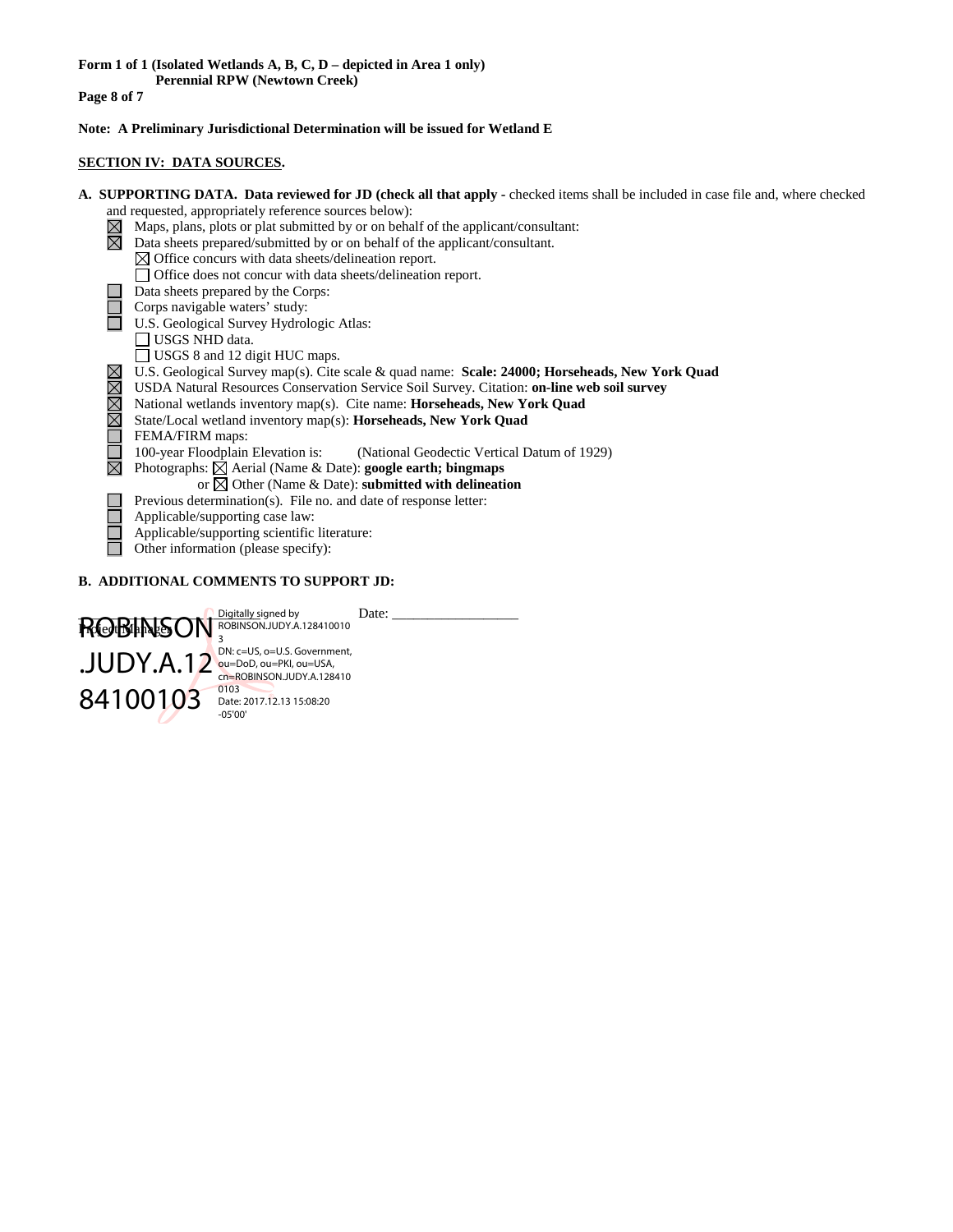**Form 1 of 1 (Isolated Wetlands A, B, C, D – depicted in Area 1 only)**
**Perennial RPW (Newtown Creek)**

**Page 8 of 7**

**Note: A Preliminary Jurisdictional Determination will be issued for Wetland E**

## SECTION IV: DATA SOURCES.

**A. SUPPORTING DATA. Data reviewed for JD (check all that apply** - checked items shall be included in case file and, where checked and requested, appropriately reference sources below):

- ☒ Maps, plans, plots or plat submitted by or on behalf of the applicant/consultant:
- ☒ Data sheets prepared/submitted by or on behalf of the applicant/consultant.
  - ☒ Office concurs with data sheets/delineation report.
  - ☐ Office does not concur with data sheets/delineation report.
- ☐ Data sheets prepared by the Corps:
- ☐ Corps navigable waters' study:
- ☐ U.S. Geological Survey Hydrologic Atlas:
  - ☐ USGS NHD data.
  - ☐ USGS 8 and 12 digit HUC maps.
- ☒ U.S. Geological Survey map(s). Cite scale & quad name: **Scale: 24000; Horseheads, New York Quad**
- ☒ USDA Natural Resources Conservation Service Soil Survey. Citation: **on-line web soil survey**
- ☒ National wetlands inventory map(s). Cite name: **Horseheads, New York Quad**
- ☒ State/Local wetland inventory map(s): **Horseheads, New York Quad**
- ☐ FEMA/FIRM maps:
- ☐ 100-year Floodplain Elevation is: (National Geodectic Vertical Datum of 1929)
- ☒ Photographs: ☒ Aerial (Name & Date): **google earth; bingmaps**
  or ☒ Other (Name & Date): **submitted with delineation**
- ☐ Previous determination(s). File no. and date of response letter:
- ☐ Applicable/supporting case law:
- ☐ Applicable/supporting scientific literature:
- ☐ Other information (please specify):

**B. ADDITIONAL COMMENTS TO SUPPORT JD:**

ROBINSON.JUDY.A.1284100103 — Digitally signed by ROBINSON.JUDY.A.1284100103
DN: c=US, o=U.S. Government, ou=DoD, ou=PKI, ou=USA, cn=ROBINSON.JUDY.A.1284100103
Date: 2017.12.13 15:08:20 -05'00'

Project Manager Date: _________________